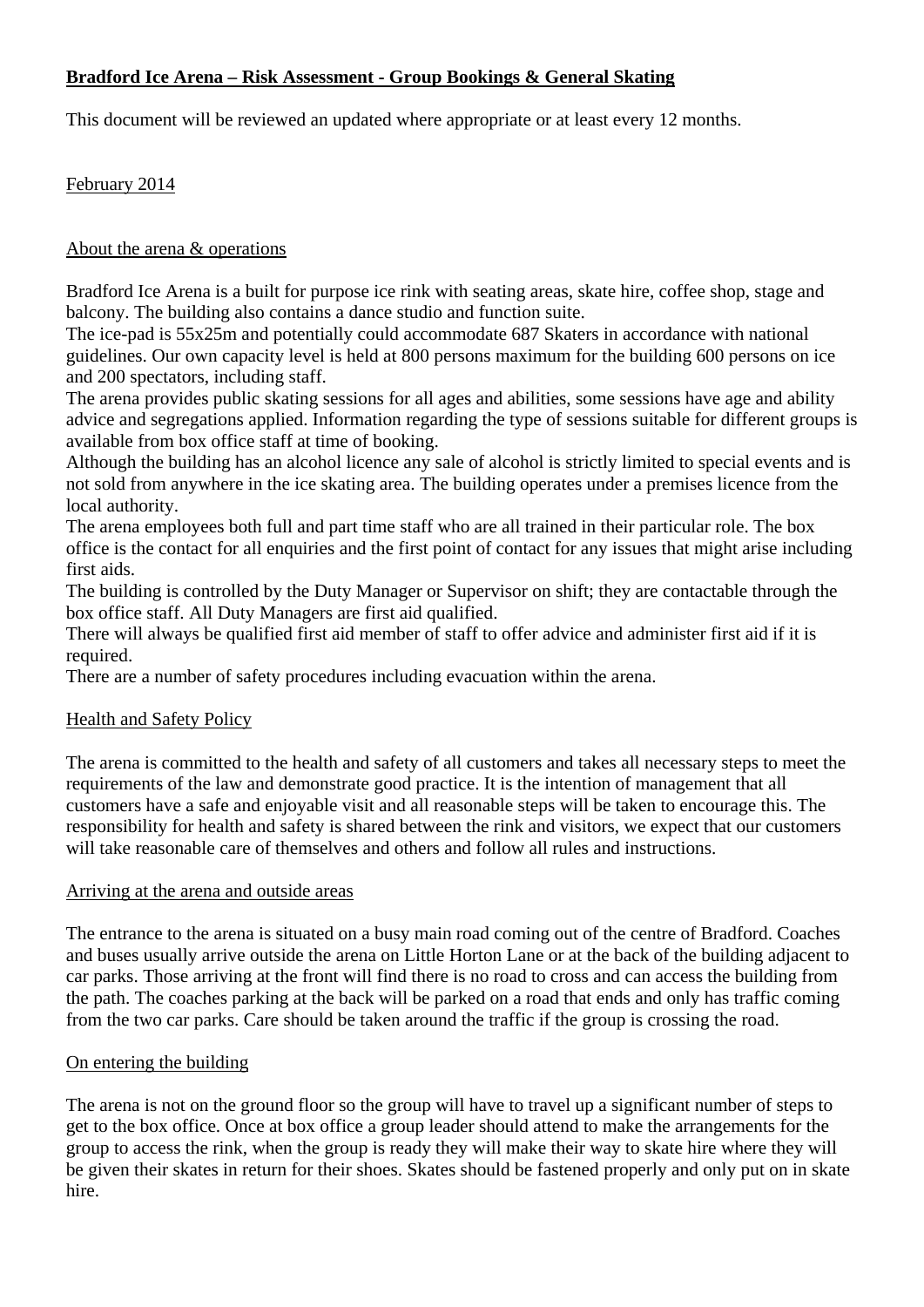# Bradford Ice Arena – Risk Assessment - Group Bookings & General Skating

This document will be reviewed an updated where appropriate or at least every 12 months.

February 2014

## About the arena & operations

Bradford Ice Arena is a built for purpose ice rink with seating areas, skate hire, coffee shop, stage and balcony. The building also contains a dance studio and function suite.
The ice-pad is 55x25m and potentially could accommodate 687 Skaters in accordance with national guidelines. Our own capacity level is held at 800 persons maximum for the building 600 persons on ice and 200 spectators, including staff.
The arena provides public skating sessions for all ages and abilities, some sessions have age and ability advice and segregations applied. Information regarding the type of sessions suitable for different groups is available from box office staff at time of booking.
Although the building has an alcohol licence any sale of alcohol is strictly limited to special events and is not sold from anywhere in the ice skating area. The building operates under a premises licence from the local authority.
The arena employees both full and part time staff who are all trained in their particular role. The box office is the contact for all enquiries and the first point of contact for any issues that might arise including first aids.
The building is controlled by the Duty Manager or Supervisor on shift; they are contactable through the box office staff. All Duty Managers are first aid qualified.
There will always be qualified first aid member of staff to offer advice and administer first aid if it is required.
There are a number of safety procedures including evacuation within the arena.

## Health and Safety Policy

The arena is committed to the health and safety of all customers and takes all necessary steps to meet the requirements of the law and demonstrate good practice. It is the intention of management that all customers have a safe and enjoyable visit and all reasonable steps will be taken to encourage this. The responsibility for health and safety is shared between the rink and visitors, we expect that our customers will take reasonable care of themselves and others and follow all rules and instructions.

## Arriving at the arena and outside areas

The entrance to the arena is situated on a busy main road coming out of the centre of Bradford. Coaches and buses usually arrive outside the arena on Little Horton Lane or at the back of the building adjacent to car parks. Those arriving at the front will find there is no road to cross and can access the building from the path. The coaches parking at the back will be parked on a road that ends and only has traffic coming from the two car parks. Care should be taken around the traffic if the group is crossing the road.

## On entering the building

The arena is not on the ground floor so the group will have to travel up a significant number of steps to get to the box office. Once at box office a group leader should attend to make the arrangements for the group to access the rink, when the group is ready they will make their way to skate hire where they will be given their skates in return for their shoes. Skates should be fastened properly and only put on in skate hire.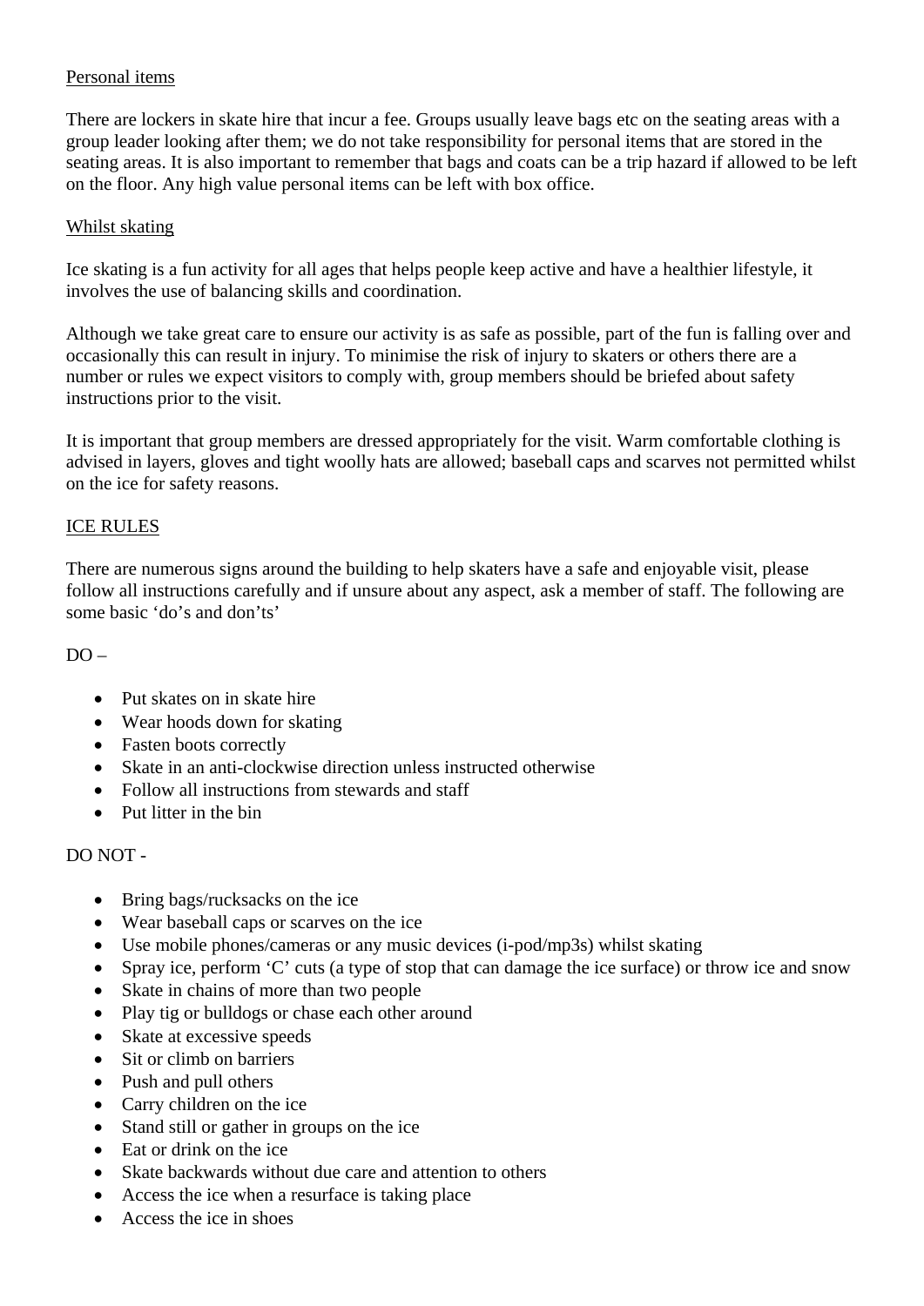Personal items

There are lockers in skate hire that incur a fee. Groups usually leave bags etc on the seating areas with a group leader looking after them; we do not take responsibility for personal items that are stored in the seating areas. It is also important to remember that bags and coats can be a trip hazard if allowed to be left on the floor. Any high value personal items can be left with box office.

Whilst skating

Ice skating is a fun activity for all ages that helps people keep active and have a healthier lifestyle, it involves the use of balancing skills and coordination.

Although we take great care to ensure our activity is as safe as possible, part of the fun is falling over and occasionally this can result in injury. To minimise the risk of injury to skaters or others there are a number or rules we expect visitors to comply with, group members should be briefed about safety instructions prior to the visit.

It is important that group members are dressed appropriately for the visit. Warm comfortable clothing is advised in layers, gloves and tight woolly hats are allowed; baseball caps and scarves not permitted whilst on the ice for safety reasons.

ICE RULES

There are numerous signs around the building to help skaters have a safe and enjoyable visit, please follow all instructions carefully and if unsure about any aspect, ask a member of staff. The following are some basic 'do's and don'ts'

DO –

- Put skates on in skate hire
- Wear hoods down for skating
- Fasten boots correctly
- Skate in an anti-clockwise direction unless instructed otherwise
- Follow all instructions from stewards and staff
- Put litter in the bin

DO NOT -

- Bring bags/rucksacks on the ice
- Wear baseball caps or scarves on the ice
- Use mobile phones/cameras or any music devices (i-pod/mp3s) whilst skating
- Spray ice, perform 'C' cuts (a type of stop that can damage the ice surface) or throw ice and snow
- Skate in chains of more than two people
- Play tig or bulldogs or chase each other around
- Skate at excessive speeds
- Sit or climb on barriers
- Push and pull others
- Carry children on the ice
- Stand still or gather in groups on the ice
- Eat or drink on the ice
- Skate backwards without due care and attention to others
- Access the ice when a resurface is taking place
- Access the ice in shoes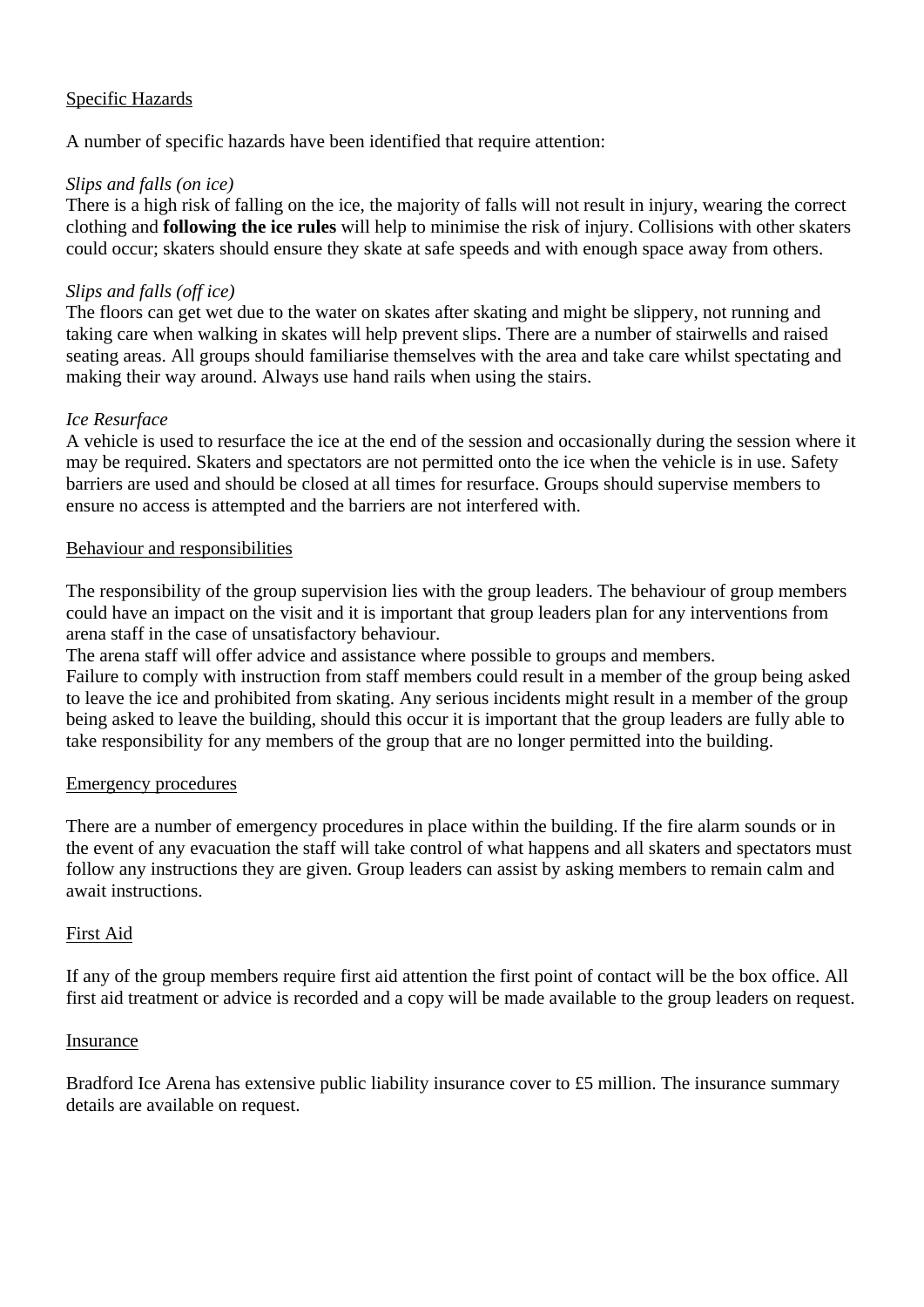## Specific Hazards

A number of specific hazards have been identified that require attention:

### *Slips and falls (on ice)*

There is a high risk of falling on the ice, the majority of falls will not result in injury, wearing the correct clothing and **following the ice rules** will help to minimise the risk of injury. Collisions with other skaters could occur; skaters should ensure they skate at safe speeds and with enough space away from others.

### *Slips and falls (off ice)*

The floors can get wet due to the water on skates after skating and might be slippery, not running and taking care when walking in skates will help prevent slips. There are a number of stairwells and raised seating areas. All groups should familiarise themselves with the area and take care whilst spectating and making their way around. Always use hand rails when using the stairs.

### *Ice Resurface*

A vehicle is used to resurface the ice at the end of the session and occasionally during the session where it may be required. Skaters and spectators are not permitted onto the ice when the vehicle is in use. Safety barriers are used and should be closed at all times for resurface. Groups should supervise members to ensure no access is attempted and the barriers are not interfered with.

## Behaviour and responsibilities

The responsibility of the group supervision lies with the group leaders. The behaviour of group members could have an impact on the visit and it is important that group leaders plan for any interventions from arena staff in the case of unsatisfactory behaviour.
The arena staff will offer advice and assistance where possible to groups and members.
Failure to comply with instruction from staff members could result in a member of the group being asked to leave the ice and prohibited from skating. Any serious incidents might result in a member of the group being asked to leave the building, should this occur it is important that the group leaders are fully able to take responsibility for any members of the group that are no longer permitted into the building.

## Emergency procedures

There are a number of emergency procedures in place within the building. If the fire alarm sounds or in the event of any evacuation the staff will take control of what happens and all skaters and spectators must follow any instructions they are given. Group leaders can assist by asking members to remain calm and await instructions.

## First Aid

If any of the group members require first aid attention the first point of contact will be the box office. All first aid treatment or advice is recorded and a copy will be made available to the group leaders on request.

## Insurance

Bradford Ice Arena has extensive public liability insurance cover to £5 million. The insurance summary details are available on request.